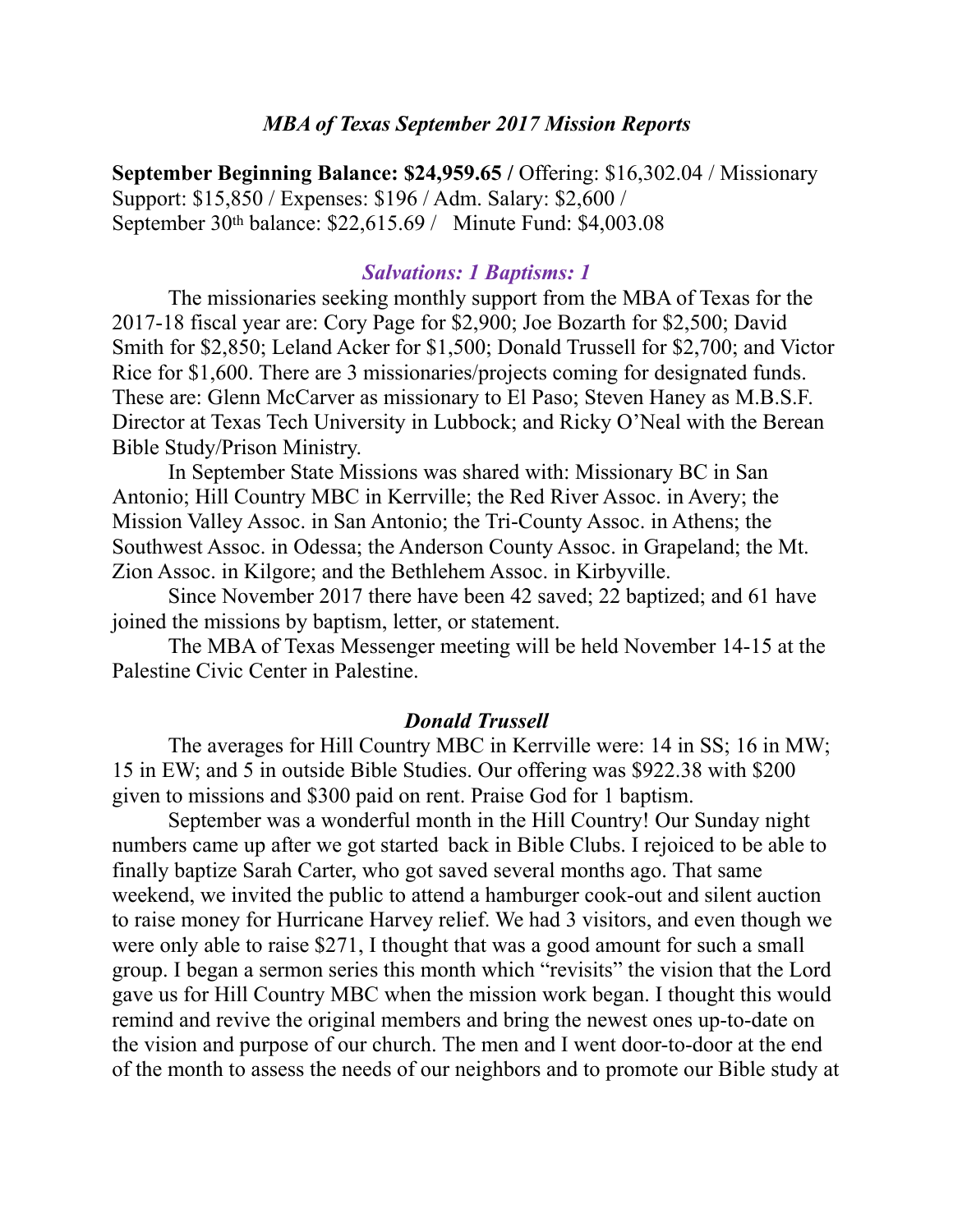## *MBA of Texas September 2017 Mission Reports*

**September Beginning Balance: $24,959.65 /** Offering: $16,302.04 / Missionary Support: $15,850 / Expenses: $196 / Adm. Salary: $2,600 / September 30th balance: $22,615.69 / Minute Fund: $4,003.08

### *Salvations: 1 Baptisms: 1*

The missionaries seeking monthly support from the MBA of Texas for the 2017-18 fiscal year are: Cory Page for $2,900; Joe Bozarth for $2,500; David Smith for $2,850; Leland Acker for $1,500; Donald Trussell for $2,700; and Victor Rice for $1,600. There are 3 missionaries/projects coming for designated funds. These are: Glenn McCarver as missionary to El Paso; Steven Haney as M.B.S.F. Director at Texas Tech University in Lubbock; and Ricky O'Neal with the Berean Bible Study/Prison Ministry.

In September State Missions was shared with: Missionary BC in San Antonio; Hill Country MBC in Kerrville; the Red River Assoc. in Avery; the Mission Valley Assoc. in San Antonio; the Tri-County Assoc. in Athens; the Southwest Assoc. in Odessa; the Anderson County Assoc. in Grapeland; the Mt. Zion Assoc. in Kilgore; and the Bethlehem Assoc. in Kirbyville.

Since November 2017 there have been 42 saved; 22 baptized; and 61 have joined the missions by baptism, letter, or statement.

The MBA of Texas Messenger meeting will be held November 14-15 at the Palestine Civic Center in Palestine.

### *Donald Trussell*

The averages for Hill Country MBC in Kerrville were: 14 in SS; 16 in MW; 15 in EW; and 5 in outside Bible Studies. Our offering was $922.38 with $200 given to missions and $300 paid on rent. Praise God for 1 baptism.

September was a wonderful month in the Hill Country! Our Sunday night numbers came up after we got started back in Bible Clubs. I rejoiced to be able to finally baptize Sarah Carter, who got saved several months ago. That same weekend, we invited the public to attend a hamburger cook-out and silent auction to raise money for Hurricane Harvey relief. We had 3 visitors, and even though we were only able to raise $271, I thought that was a good amount for such a small group. I began a sermon series this month which "revisits" the vision that the Lord gave us for Hill Country MBC when the mission work began. I thought this would remind and revive the original members and bring the newest ones up-to-date on the vision and purpose of our church. The men and I went door-to-door at the end of the month to assess the needs of our neighbors and to promote our Bible study at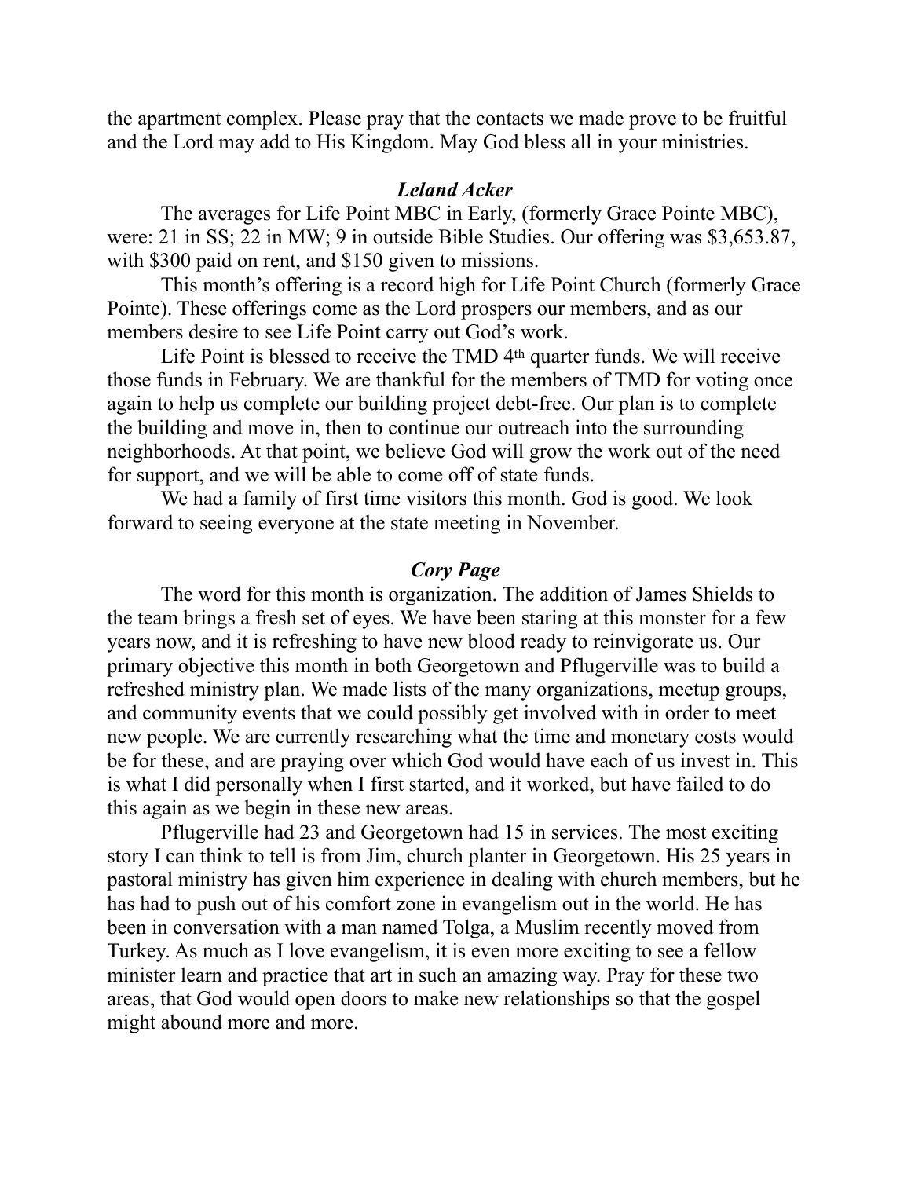the apartment complex. Please pray that the contacts we made prove to be fruitful and the Lord may add to His Kingdom. May God bless all in your ministries.

### *Leland Acker*

The averages for Life Point MBC in Early, (formerly Grace Pointe MBC), were: 21 in SS; 22 in MW; 9 in outside Bible Studies. Our offering was $3,653.87, with $300 paid on rent, and $150 given to missions.

This month's offering is a record high for Life Point Church (formerly Grace Pointe). These offerings come as the Lord prospers our members, and as our members desire to see Life Point carry out God's work.

Life Point is blessed to receive the TMD 4th quarter funds. We will receive those funds in February. We are thankful for the members of TMD for voting once again to help us complete our building project debt-free. Our plan is to complete the building and move in, then to continue our outreach into the surrounding neighborhoods. At that point, we believe God will grow the work out of the need for support, and we will be able to come off of state funds.

We had a family of first time visitors this month. God is good. We look forward to seeing everyone at the state meeting in November.

### *Cory Page*

The word for this month is organization. The addition of James Shields to the team brings a fresh set of eyes. We have been staring at this monster for a few years now, and it is refreshing to have new blood ready to reinvigorate us. Our primary objective this month in both Georgetown and Pflugerville was to build a refreshed ministry plan. We made lists of the many organizations, meetup groups, and community events that we could possibly get involved with in order to meet new people. We are currently researching what the time and monetary costs would be for these, and are praying over which God would have each of us invest in. This is what I did personally when I first started, and it worked, but have failed to do this again as we begin in these new areas.

Pflugerville had 23 and Georgetown had 15 in services. The most exciting story I can think to tell is from Jim, church planter in Georgetown. His 25 years in pastoral ministry has given him experience in dealing with church members, but he has had to push out of his comfort zone in evangelism out in the world. He has been in conversation with a man named Tolga, a Muslim recently moved from Turkey. As much as I love evangelism, it is even more exciting to see a fellow minister learn and practice that art in such an amazing way. Pray for these two areas, that God would open doors to make new relationships so that the gospel might abound more and more.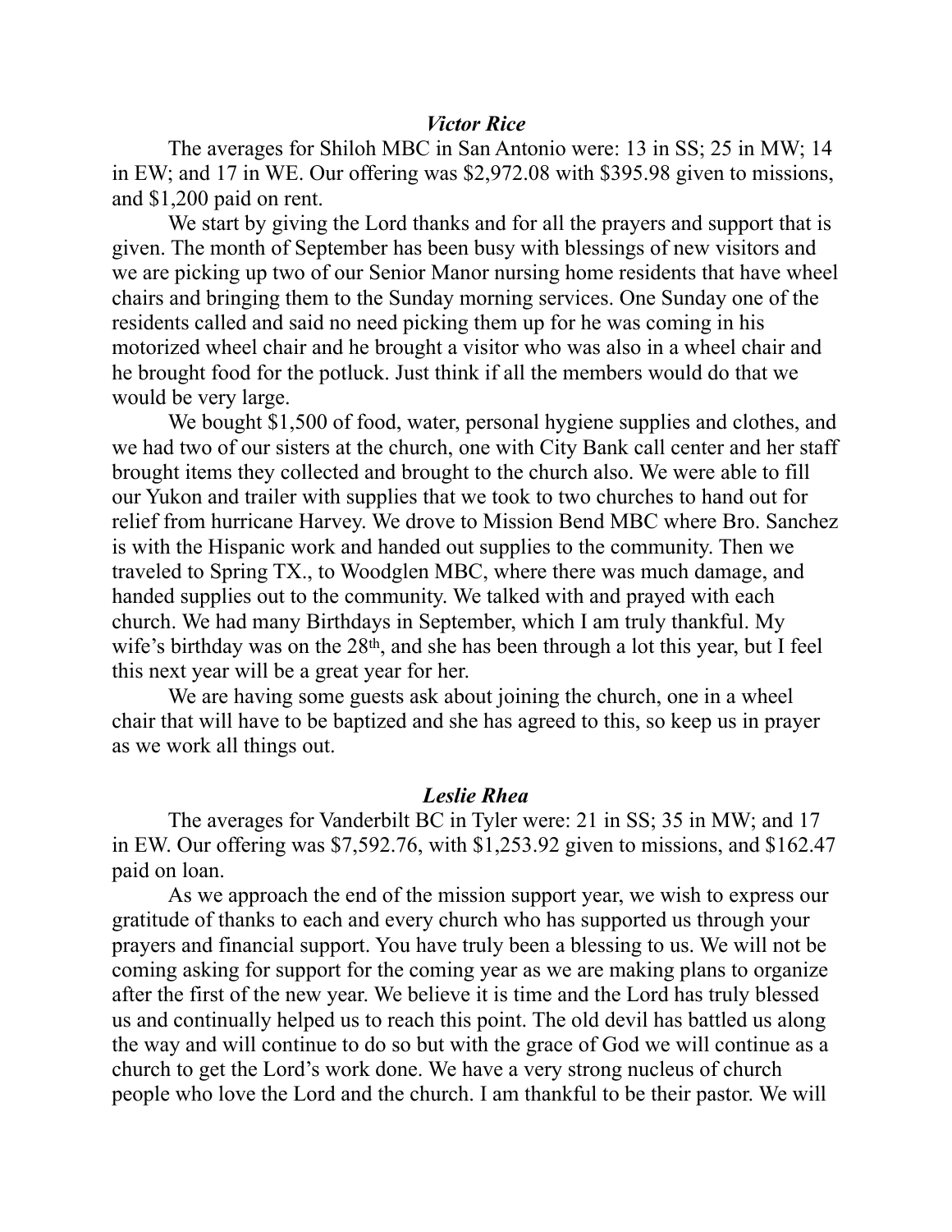### *Victor Rice*

The averages for Shiloh MBC in San Antonio were: 13 in SS; 25 in MW; 14 in EW; and 17 in WE. Our offering was $2,972.08 with $395.98 given to missions, and $1,200 paid on rent.

We start by giving the Lord thanks and for all the prayers and support that is given. The month of September has been busy with blessings of new visitors and we are picking up two of our Senior Manor nursing home residents that have wheel chairs and bringing them to the Sunday morning services. One Sunday one of the residents called and said no need picking them up for he was coming in his motorized wheel chair and he brought a visitor who was also in a wheel chair and he brought food for the potluck. Just think if all the members would do that we would be very large.

We bought $1,500 of food, water, personal hygiene supplies and clothes, and we had two of our sisters at the church, one with City Bank call center and her staff brought items they collected and brought to the church also. We were able to fill our Yukon and trailer with supplies that we took to two churches to hand out for relief from hurricane Harvey. We drove to Mission Bend MBC where Bro. Sanchez is with the Hispanic work and handed out supplies to the community. Then we traveled to Spring TX., to Woodglen MBC, where there was much damage, and handed supplies out to the community. We talked with and prayed with each church. We had many Birthdays in September, which I am truly thankful. My wife's birthday was on the 28th, and she has been through a lot this year, but I feel this next year will be a great year for her.

We are having some guests ask about joining the church, one in a wheel chair that will have to be baptized and she has agreed to this, so keep us in prayer as we work all things out.

### *Leslie Rhea*

The averages for Vanderbilt BC in Tyler were: 21 in SS; 35 in MW; and 17 in EW. Our offering was $7,592.76, with $1,253.92 given to missions, and $162.47 paid on loan.

As we approach the end of the mission support year, we wish to express our gratitude of thanks to each and every church who has supported us through your prayers and financial support. You have truly been a blessing to us. We will not be coming asking for support for the coming year as we are making plans to organize after the first of the new year. We believe it is time and the Lord has truly blessed us and continually helped us to reach this point. The old devil has battled us along the way and will continue to do so but with the grace of God we will continue as a church to get the Lord's work done. We have a very strong nucleus of church people who love the Lord and the church. I am thankful to be their pastor. We will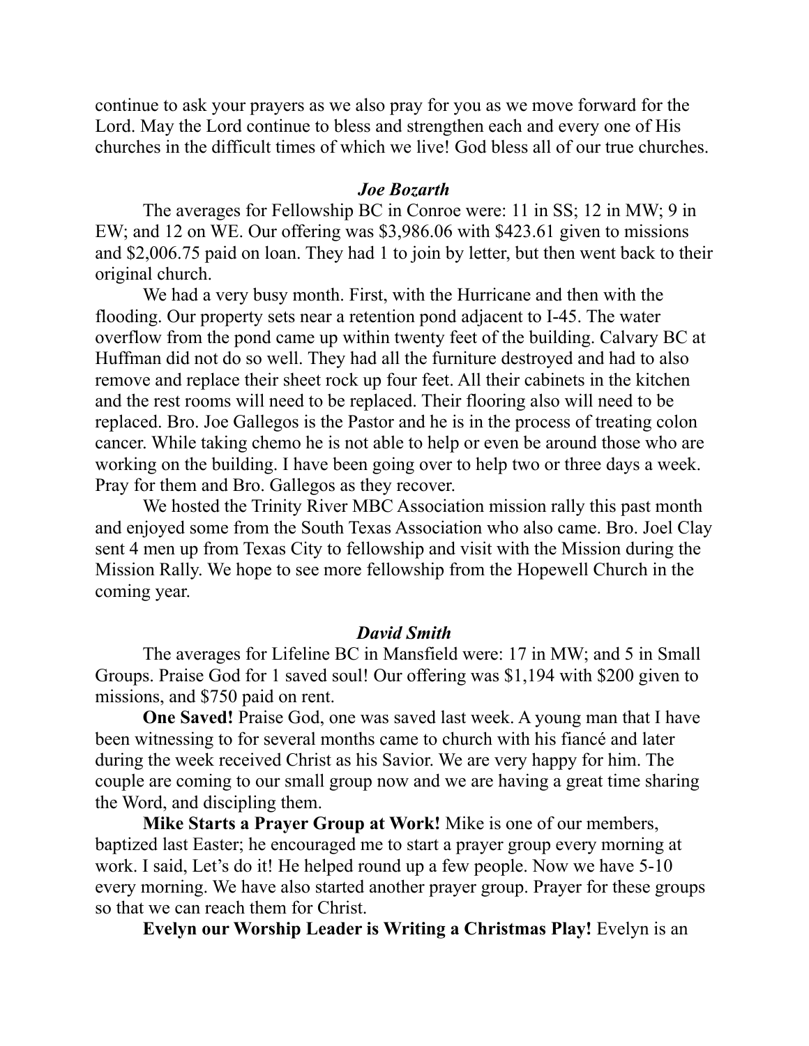continue to ask your prayers as we also pray for you as we move forward for the Lord. May the Lord continue to bless and strengthen each and every one of His churches in the difficult times of which we live! God bless all of our true churches.

### *Joe Bozarth*

The averages for Fellowship BC in Conroe were: 11 in SS; 12 in MW; 9 in EW; and 12 on WE. Our offering was $3,986.06 with $423.61 given to missions and $2,006.75 paid on loan. They had 1 to join by letter, but then went back to their original church.

We had a very busy month. First, with the Hurricane and then with the flooding. Our property sets near a retention pond adjacent to I-45. The water overflow from the pond came up within twenty feet of the building. Calvary BC at Huffman did not do so well. They had all the furniture destroyed and had to also remove and replace their sheet rock up four feet. All their cabinets in the kitchen and the rest rooms will need to be replaced. Their flooring also will need to be replaced. Bro. Joe Gallegos is the Pastor and he is in the process of treating colon cancer. While taking chemo he is not able to help or even be around those who are working on the building. I have been going over to help two or three days a week. Pray for them and Bro. Gallegos as they recover.

We hosted the Trinity River MBC Association mission rally this past month and enjoyed some from the South Texas Association who also came. Bro. Joel Clay sent 4 men up from Texas City to fellowship and visit with the Mission during the Mission Rally. We hope to see more fellowship from the Hopewell Church in the coming year.

### *David Smith*

The averages for Lifeline BC in Mansfield were: 17 in MW; and 5 in Small Groups. Praise God for 1 saved soul! Our offering was $1,194 with $200 given to missions, and $750 paid on rent.

**One Saved!** Praise God, one was saved last week. A young man that I have been witnessing to for several months came to church with his fiancé and later during the week received Christ as his Savior. We are very happy for him. The couple are coming to our small group now and we are having a great time sharing the Word, and discipling them.

**Mike Starts a Prayer Group at Work!** Mike is one of our members, baptized last Easter; he encouraged me to start a prayer group every morning at work. I said, Let's do it! He helped round up a few people. Now we have 5-10 every morning. We have also started another prayer group. Prayer for these groups so that we can reach them for Christ.

**Evelyn our Worship Leader is Writing a Christmas Play!** Evelyn is an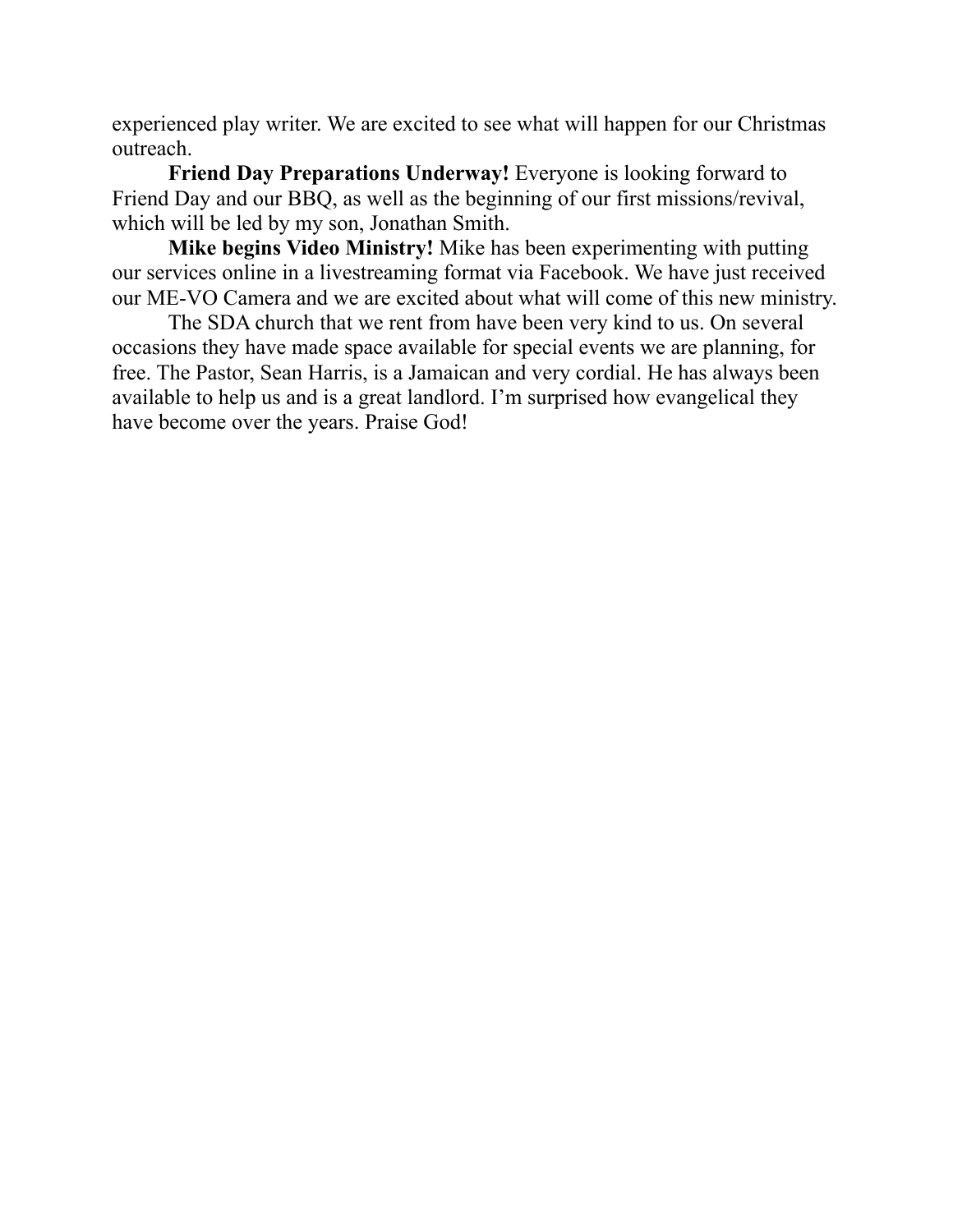experienced play writer. We are excited to see what will happen for our Christmas outreach.

**Friend Day Preparations Underway!** Everyone is looking forward to Friend Day and our BBQ, as well as the beginning of our first missions/revival, which will be led by my son, Jonathan Smith.

**Mike begins Video Ministry!** Mike has been experimenting with putting our services online in a livestreaming format via Facebook. We have just received our ME-VO Camera and we are excited about what will come of this new ministry.

The SDA church that we rent from have been very kind to us. On several occasions they have made space available for special events we are planning, for free. The Pastor, Sean Harris, is a Jamaican and very cordial. He has always been available to help us and is a great landlord. I'm surprised how evangelical they have become over the years. Praise God!